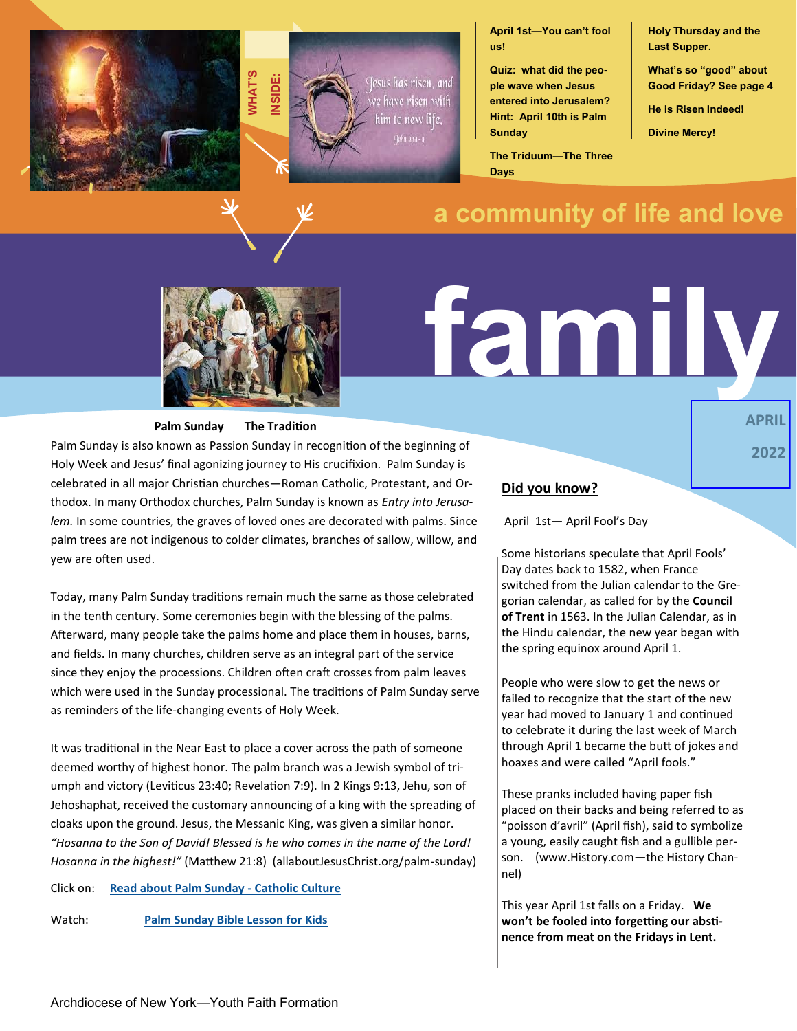**WHAT'S INSIDE:**

Jesus has risen, and we have risen with him to new life.
John 20:1-9

**April 1st—You can't fool us!**

**Quiz: what did the people wave when Jesus entered into Jerusalem? Hint: April 10th is Palm Sunday**

**The Triduum—The Three Days**

**Holy Thursday and the Last Supper.**

**What's so "good" about Good Friday? See page 4**

**He is Risen Indeed!**

**Divine Mercy!**

**a community of life and love**

# family

**APRIL 2022**

## Palm Sunday The Tradition

Palm Sunday is also known as Passion Sunday in recognition of the beginning of Holy Week and Jesus' final agonizing journey to His crucifixion. Palm Sunday is celebrated in all major Christian churches—Roman Catholic, Protestant, and Orthodox. In many Orthodox churches, Palm Sunday is known as *Entry into Jerusalem*. In some countries, the graves of loved ones are decorated with palms. Since palm trees are not indigenous to colder climates, branches of sallow, willow, and yew are often used.

Today, many Palm Sunday traditions remain much the same as those celebrated in the tenth century. Some ceremonies begin with the blessing of the palms. Afterward, many people take the palms home and place them in houses, barns, and fields. In many churches, children serve as an integral part of the service since they enjoy the processions. Children often craft crosses from palm leaves which were used in the Sunday processional. The traditions of Palm Sunday serve as reminders of the life-changing events of Holy Week.

It was traditional in the Near East to place a cover across the path of someone deemed worthy of highest honor. The palm branch was a Jewish symbol of triumph and victory (Leviticus 23:40; Revelation 7:9). In 2 Kings 9:13, Jehu, son of Jehoshaphat, received the customary announcing of a king with the spreading of cloaks upon the ground. Jesus, the Messanic King, was given a similar honor. *"Hosanna to the Son of David! Blessed is he who comes in the name of the Lord! Hosanna in the highest!"* (Matthew 21:8) (allaboutJesusChrist.org/palm-sunday)

Click on: **Read about Palm Sunday - Catholic Culture**

Watch: **Palm Sunday Bible Lesson for Kids**

## Did you know?

April 1st— April Fool's Day

Some historians speculate that April Fools' Day dates back to 1582, when France switched from the Julian calendar to the Gregorian calendar, as called for by the **Council of Trent** in 1563. In the Julian Calendar, as in the Hindu calendar, the new year began with the spring equinox around April 1.

People who were slow to get the news or failed to recognize that the start of the new year had moved to January 1 and continued to celebrate it during the last week of March through April 1 became the butt of jokes and hoaxes and were called "April fools."

These pranks included having paper fish placed on their backs and being referred to as "poisson d'avril" (April fish), said to symbolize a young, easily caught fish and a gullible person. (www.History.com—the History Channel)

This year April 1st falls on a Friday. **We won't be fooled into forgetting our abstinence from meat on the Fridays in Lent.**

Archdiocese of New York—Youth Faith Formation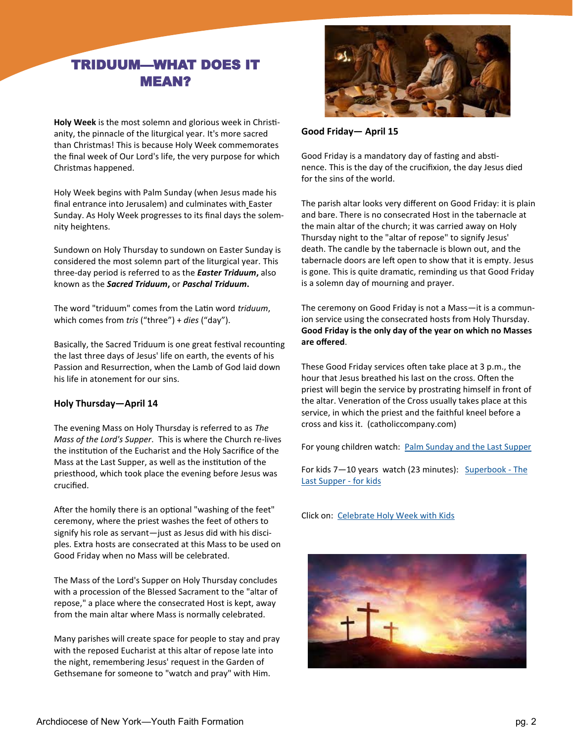# TRIDUUM—WHAT DOES IT MEAN?

**Holy Week** is the most solemn and glorious week in Christianity, the pinnacle of the liturgical year. It's more sacred than Christmas! This is because Holy Week commemorates the final week of Our Lord's life, the very purpose for which Christmas happened.

Holy Week begins with Palm Sunday (when Jesus made his final entrance into Jerusalem) and culminates with Easter Sunday. As Holy Week progresses to its final days the solemnity heightens.

Sundown on Holy Thursday to sundown on Easter Sunday is considered the most solemn part of the liturgical year. This three-day period is referred to as the ***Easter Triduum*****,** also known as the ***Sacred Triduum*****,** or ***Paschal Triduum*****.**

The word "triduum" comes from the Latin word *triduum*, which comes from *tris* ("three") + *dies* ("day").

Basically, the Sacred Triduum is one great festival recounting the last three days of Jesus' life on earth, the events of his Passion and Resurrection, when the Lamb of God laid down his life in atonement for our sins.

### Holy Thursday—April 14

The evening Mass on Holy Thursday is referred to as *The Mass of the Lord's Supper*. This is where the Church re-lives the institution of the Eucharist and the Holy Sacrifice of the Mass at the Last Supper, as well as the institution of the priesthood, which took place the evening before Jesus was crucified.

After the homily there is an optional "washing of the feet" ceremony, where the priest washes the feet of others to signify his role as servant—just as Jesus did with his disciples. Extra hosts are consecrated at this Mass to be used on Good Friday when no Mass will be celebrated.

The Mass of the Lord's Supper on Holy Thursday concludes with a procession of the Blessed Sacrament to the "altar of repose," a place where the consecrated Host is kept, away from the main altar where Mass is normally celebrated.

Many parishes will create space for people to stay and pray with the reposed Eucharist at this altar of repose late into the night, remembering Jesus' request in the Garden of Gethsemane for someone to "watch and pray" with Him.

### Good Friday— April 15

Good Friday is a mandatory day of fasting and abstinence. This is the day of the crucifixion, the day Jesus died for the sins of the world.

The parish altar looks very different on Good Friday: it is plain and bare. There is no consecrated Host in the tabernacle at the main altar of the church; it was carried away on Holy Thursday night to the "altar of repose" to signify Jesus' death. The candle by the tabernacle is blown out, and the tabernacle doors are left open to show that it is empty. Jesus is gone. This is quite dramatic, reminding us that Good Friday is a solemn day of mourning and prayer.

The ceremony on Good Friday is not a Mass—it is a communion service using the consecrated hosts from Holy Thursday. **Good Friday is the only day of the year on which no Masses are offered**.

These Good Friday services often take place at 3 p.m., the hour that Jesus breathed his last on the cross. Often the priest will begin the service by prostrating himself in front of the altar. Veneration of the Cross usually takes place at this service, in which the priest and the faithful kneel before a cross and kiss it. (catholiccompany.com)

For young children watch: Palm Sunday and the Last Supper

For kids 7—10 years watch (23 minutes): Superbook - The Last Supper - for kids

Click on: Celebrate Holy Week with Kids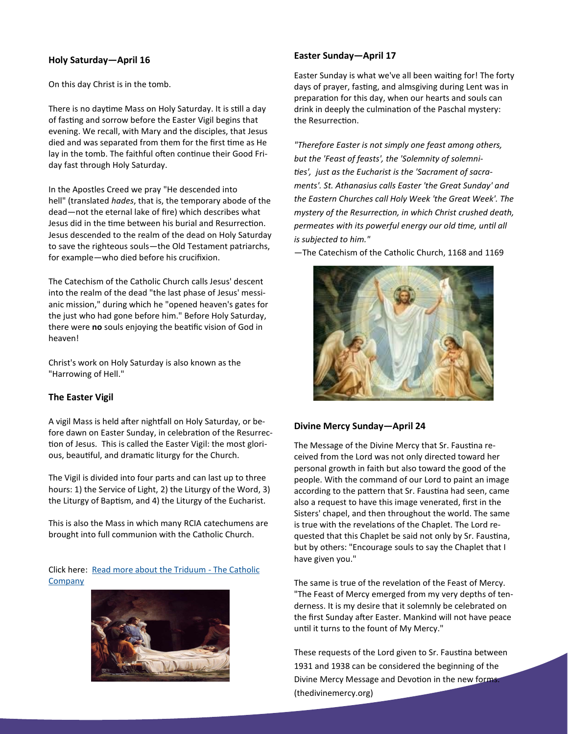## Holy Saturday—April 16

On this day Christ is in the tomb.

There is no daytime Mass on Holy Saturday. It is still a day of fasting and sorrow before the Easter Vigil begins that evening. We recall, with Mary and the disciples, that Jesus died and was separated from them for the first time as He lay in the tomb. The faithful often continue their Good Friday fast through Holy Saturday.

In the Apostles Creed we pray "He descended into hell" (translated *hades*, that is, the temporary abode of the dead—not the eternal lake of fire) which describes what Jesus did in the time between his burial and Resurrection. Jesus descended to the realm of the dead on Holy Saturday to save the righteous souls—the Old Testament patriarchs, for example—who died before his crucifixion.

The Catechism of the Catholic Church calls Jesus' descent into the realm of the dead "the last phase of Jesus' messianic mission," during which he "opened heaven's gates for the just who had gone before him." Before Holy Saturday, there were **no** souls enjoying the beatific vision of God in heaven!

Christ's work on Holy Saturday is also known as the "Harrowing of Hell."

## The Easter Vigil

A vigil Mass is held after nightfall on Holy Saturday, or before dawn on Easter Sunday, in celebration of the Resurrection of Jesus. This is called the Easter Vigil: the most glorious, beautiful, and dramatic liturgy for the Church.

The Vigil is divided into four parts and can last up to three hours: 1) the Service of Light, 2) the Liturgy of the Word, 3) the Liturgy of Baptism, and 4) the Liturgy of the Eucharist.

This is also the Mass in which many RCIA catechumens are brought into full communion with the Catholic Church.

Click here: [Read more about the Triduum - The Catholic Company]()

## Easter Sunday—April 17

Easter Sunday is what we've all been waiting for! The forty days of prayer, fasting, and almsgiving during Lent was in preparation for this day, when our hearts and souls can drink in deeply the culmination of the Paschal mystery: the Resurrection.

*"Therefore Easter is not simply one feast among others, but the 'Feast of feasts', the 'Solemnity of solemnities', just as the Eucharist is the 'Sacrament of sacraments'. St. Athanasius calls Easter 'the Great Sunday' and the Eastern Churches call Holy Week 'the Great Week'. The mystery of the Resurrection, in which Christ crushed death, permeates with its powerful energy our old time, until all is subjected to him."*

—The Catechism of the Catholic Church, 1168 and 1169

## Divine Mercy Sunday—April 24

The Message of the Divine Mercy that Sr. Faustina received from the Lord was not only directed toward her personal growth in faith but also toward the good of the people. With the command of our Lord to paint an image according to the pattern that Sr. Faustina had seen, came also a request to have this image venerated, first in the Sisters' chapel, and then throughout the world. The same is true with the revelations of the Chaplet. The Lord requested that this Chaplet be said not only by Sr. Faustina, but by others: "Encourage souls to say the Chaplet that I have given you."

The same is true of the revelation of the Feast of Mercy. "The Feast of Mercy emerged from my very depths of tenderness. It is my desire that it solemnly be celebrated on the first Sunday after Easter. Mankind will not have peace until it turns to the fount of My Mercy."

These requests of the Lord given to Sr. Faustina between 1931 and 1938 can be considered the beginning of the Divine Mercy Message and Devotion in the new forms. (thedivinemercy.org)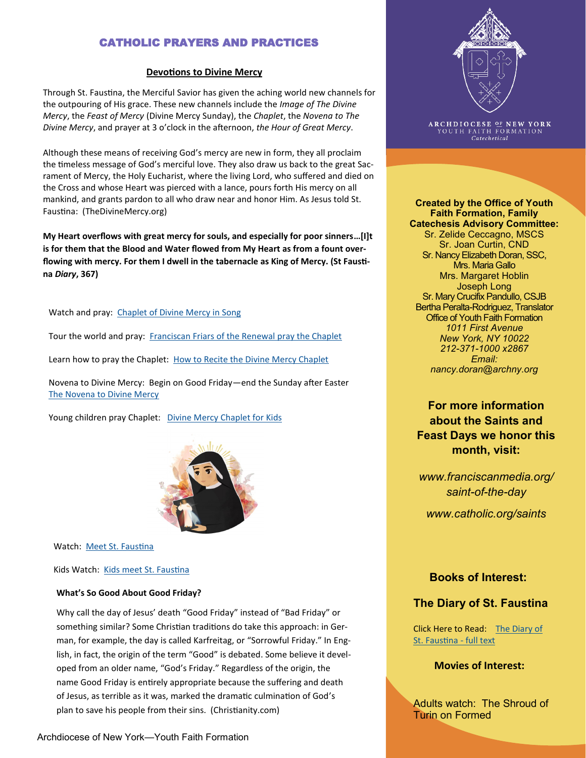# CATHOLIC PRAYERS AND PRACTICES

## Devotions to Divine Mercy

Through St. Faustina, the Merciful Savior has given the aching world new channels for the outpouring of His grace. These new channels include the *Image of The Divine Mercy*, the *Feast of Mercy* (Divine Mercy Sunday), the *Chaplet*, the *Novena to The Divine Mercy*, and prayer at 3 o'clock in the afternoon, *the Hour of Great Mercy*.

Although these means of receiving God's mercy are new in form, they all proclaim the timeless message of God's merciful love. They also draw us back to the great Sacrament of Mercy, the Holy Eucharist, where the living Lord, who suffered and died on the Cross and whose Heart was pierced with a lance, pours forth His mercy on all mankind, and grants pardon to all who draw near and honor Him. As Jesus told St. Faustina: (TheDivineMercy.org)

**My Heart overflows with great mercy for souls, and especially for poor sinners…[I]t is for them that the Blood and Water flowed from My Heart as from a fount overflowing with mercy. For them I dwell in the tabernacle as King of Mercy. (St Faustina *Diary*, 367)**

Watch and pray: Chaplet of Divine Mercy in Song

Tour the world and pray: Franciscan Friars of the Renewal pray the Chaplet

Learn how to pray the Chaplet: How to Recite the Divine Mercy Chaplet

Novena to Divine Mercy: Begin on Good Friday—end the Sunday after Easter
The Novena to Divine Mercy

Young children pray Chaplet: Divine Mercy Chaplet for Kids

Watch: Meet St. Faustina

Kids Watch: Kids meet St. Faustina

### What's So Good About Good Friday?

Why call the day of Jesus' death "Good Friday" instead of "Bad Friday" or something similar? Some Christian traditions do take this approach: in German, for example, the day is called Karfreitag, or "Sorrowful Friday." In English, in fact, the origin of the term "Good" is debated. Some believe it developed from an older name, "God's Friday." Regardless of the origin, the name Good Friday is entirely appropriate because the suffering and death of Jesus, as terrible as it was, marked the dramatic culmination of God's plan to save his people from their sins. (Christianity.com)

ARCHDIOCESE OF NEW YORK
YOUTH FAITH FORMATION
*Catechetical*

**Created by the Office of Youth Faith Formation, Family Catechesis Advisory Committee:**
Sr. Zelide Ceccagno, MSCS
Sr. Joan Curtin, CND
Sr. Nancy Elizabeth Doran, SSC,
Mrs. Maria Gallo
Mrs. Margaret Hoblin
Joseph Long
Sr. Mary Crucifix Pandullo, CSJB
Bertha Peralta-Rodriguez, Translator
Office of Youth Faith Formation
*1011 First Avenue*
*New York, NY 10022*
*212-371-1000 x2867*
*Email:*
*nancy.doran@archny.org*

**For more information about the Saints and Feast Days we honor this month, visit:**

*www.franciscanmedia.org/saint-of-the-day*

*www.catholic.org/saints*

**Books of Interest:**

**The Diary of St. Faustina**

Click Here to Read: The Diary of St. Faustina - full text

**Movies of Interest:**

Adults watch: The Shroud of Turin on Formed

Archdiocese of New York—Youth Faith Formation